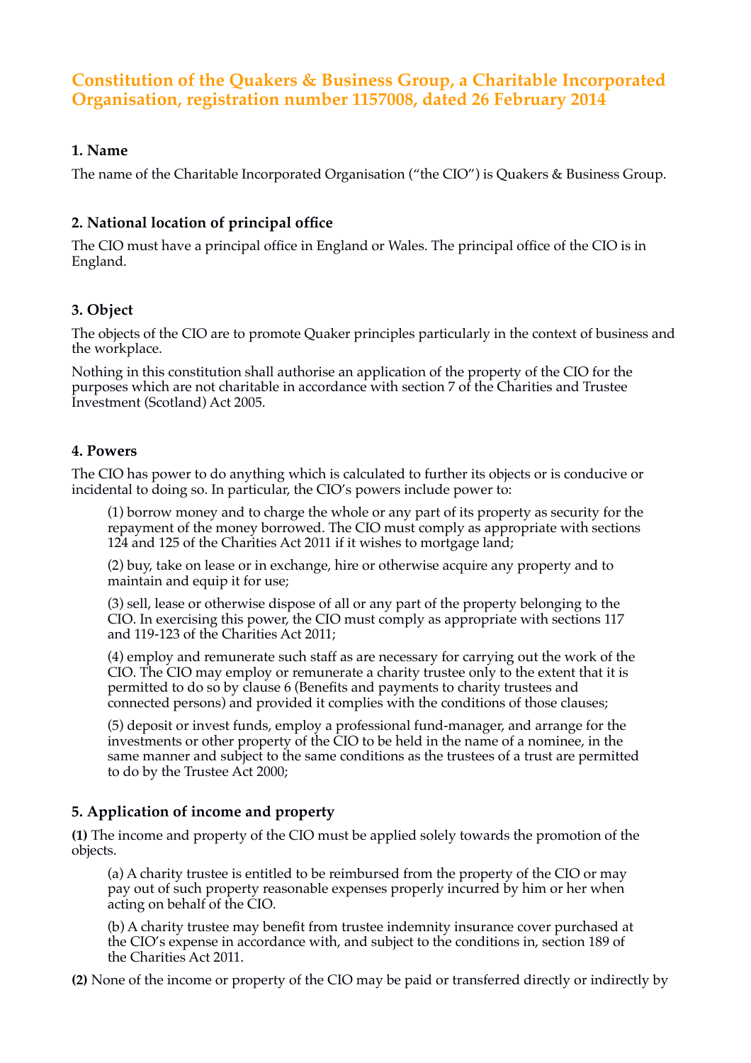# Constitution of the Quakers & Business Group, a Charitable Incorporated Organisation, registration number 1157008, dated 26 February 2014

## 1. Name

The name of the Charitable Incorporated Organisation ("the CIO") is Quakers & Business Group.

## 2. National location of principal office

The CIO must have a principal office in England or Wales. The principal office of the CIO is in England.

## 3. Object

The objects of the CIO are to promote Quaker principles particularly in the context of business and the workplace.

Nothing in this constitution shall authorise an application of the property of the CIO for the purposes which are not charitable in accordance with section 7 of the Charities and Trustee Investment (Scotland) Act 2005.

## 4. Powers

The CIO has power to do anything which is calculated to further its objects or is conducive or incidental to doing so. In particular, the CIO's powers include power to:

(1) borrow money and to charge the whole or any part of its property as security for the repayment of the money borrowed. The CIO must comply as appropriate with sections 124 and 125 of the Charities Act 2011 if it wishes to mortgage land;

(2) buy, take on lease or in exchange, hire or otherwise acquire any property and to maintain and equip it for use;

(3) sell, lease or otherwise dispose of all or any part of the property belonging to the CIO. In exercising this power, the CIO must comply as appropriate with sections 117 and 119-123 of the Charities Act 2011;

(4) employ and remunerate such staff as are necessary for carrying out the work of the CIO. The CIO may employ or remunerate a charity trustee only to the extent that it is permitted to do so by clause 6 (Benefits and payments to charity trustees and connected persons) and provided it complies with the conditions of those clauses;

(5) deposit or invest funds, employ a professional fund-manager, and arrange for the investments or other property of the CIO to be held in the name of a nominee, in the same manner and subject to the same conditions as the trustees of a trust are permitted to do by the Trustee Act 2000;

## 5. Application of income and property

**(1)** The income and property of the CIO must be applied solely towards the promotion of the objects.

(a) A charity trustee is entitled to be reimbursed from the property of the CIO or may pay out of such property reasonable expenses properly incurred by him or her when acting on behalf of the CIO.

(b) A charity trustee may benefit from trustee indemnity insurance cover purchased at the CIO's expense in accordance with, and subject to the conditions in, section 189 of the Charities Act 2011.

**(2)** None of the income or property of the CIO may be paid or transferred directly or indirectly by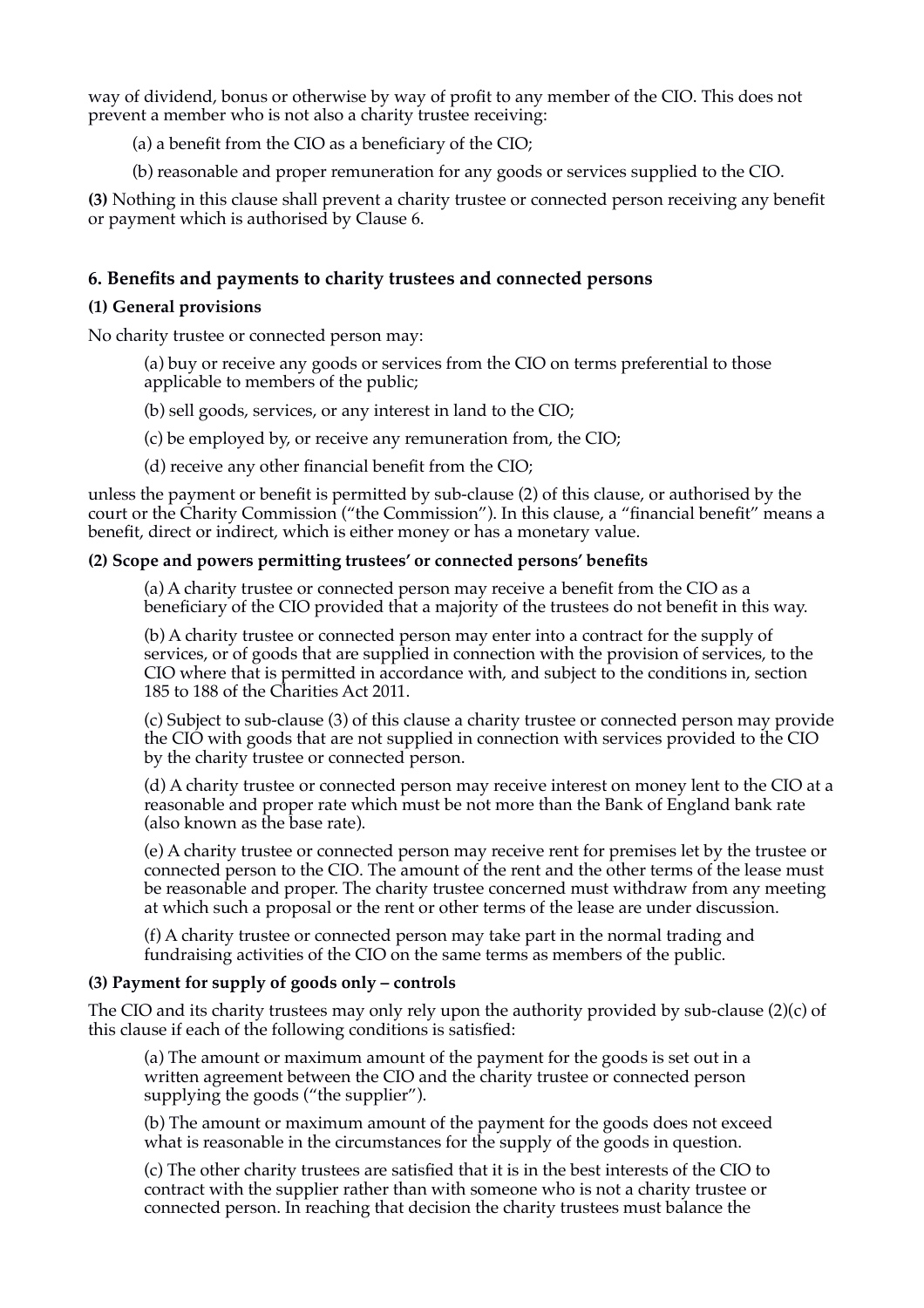way of dividend, bonus or otherwise by way of profit to any member of the CIO. This does not prevent a member who is not also a charity trustee receiving:

(a) a benefit from the CIO as a beneficiary of the CIO;

(b) reasonable and proper remuneration for any goods or services supplied to the CIO.

**(3)** Nothing in this clause shall prevent a charity trustee or connected person receiving any benefit or payment which is authorised by Clause 6.

### 6. Benefits and payments to charity trustees and connected persons

**(1) General provisions**

No charity trustee or connected person may:

(a) buy or receive any goods or services from the CIO on terms preferential to those applicable to members of the public;

(b) sell goods, services, or any interest in land to the CIO;

(c) be employed by, or receive any remuneration from, the CIO;

(d) receive any other financial benefit from the CIO;

unless the payment or benefit is permitted by sub-clause (2) of this clause, or authorised by the court or the Charity Commission ("the Commission"). In this clause, a "financial benefit" means a benefit, direct or indirect, which is either money or has a monetary value.

**(2) Scope and powers permitting trustees' or connected persons' benefits**

(a) A charity trustee or connected person may receive a benefit from the CIO as a beneficiary of the CIO provided that a majority of the trustees do not benefit in this way.

(b) A charity trustee or connected person may enter into a contract for the supply of services, or of goods that are supplied in connection with the provision of services, to the CIO where that is permitted in accordance with, and subject to the conditions in, section 185 to 188 of the Charities Act 2011.

(c) Subject to sub-clause (3) of this clause a charity trustee or connected person may provide the CIO with goods that are not supplied in connection with services provided to the CIO by the charity trustee or connected person.

(d) A charity trustee or connected person may receive interest on money lent to the CIO at a reasonable and proper rate which must be not more than the Bank of England bank rate (also known as the base rate).

(e) A charity trustee or connected person may receive rent for premises let by the trustee or connected person to the CIO. The amount of the rent and the other terms of the lease must be reasonable and proper. The charity trustee concerned must withdraw from any meeting at which such a proposal or the rent or other terms of the lease are under discussion.

(f) A charity trustee or connected person may take part in the normal trading and fundraising activities of the CIO on the same terms as members of the public.

**(3) Payment for supply of goods only – controls**

The CIO and its charity trustees may only rely upon the authority provided by sub-clause (2)(c) of this clause if each of the following conditions is satisfied:

(a) The amount or maximum amount of the payment for the goods is set out in a written agreement between the CIO and the charity trustee or connected person supplying the goods ("the supplier").

(b) The amount or maximum amount of the payment for the goods does not exceed what is reasonable in the circumstances for the supply of the goods in question.

(c) The other charity trustees are satisfied that it is in the best interests of the CIO to contract with the supplier rather than with someone who is not a charity trustee or connected person. In reaching that decision the charity trustees must balance the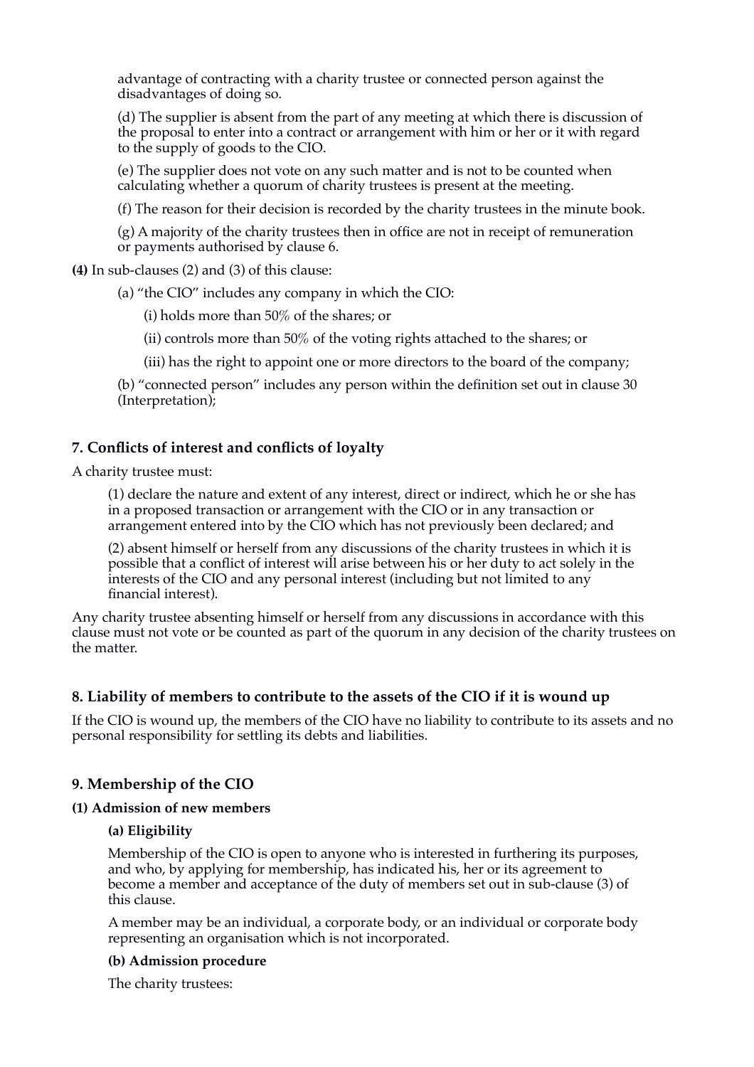advantage of contracting with a charity trustee or connected person against the disadvantages of doing so.

(d) The supplier is absent from the part of any meeting at which there is discussion of the proposal to enter into a contract or arrangement with him or her or it with regard to the supply of goods to the CIO.

(e) The supplier does not vote on any such matter and is not to be counted when calculating whether a quorum of charity trustees is present at the meeting.

(f) The reason for their decision is recorded by the charity trustees in the minute book.

(g) A majority of the charity trustees then in office are not in receipt of remuneration or payments authorised by clause 6.

**(4)** In sub-clauses (2) and (3) of this clause:

(a) "the CIO" includes any company in which the CIO:

(i) holds more than 50% of the shares; or

(ii) controls more than 50% of the voting rights attached to the shares; or

(iii) has the right to appoint one or more directors to the board of the company;

(b) "connected person" includes any person within the definition set out in clause 30 (Interpretation);

### 7. Conflicts of interest and conflicts of loyalty

A charity trustee must:

(1) declare the nature and extent of any interest, direct or indirect, which he or she has in a proposed transaction or arrangement with the CIO or in any transaction or arrangement entered into by the CIO which has not previously been declared; and

(2) absent himself or herself from any discussions of the charity trustees in which it is possible that a conflict of interest will arise between his or her duty to act solely in the interests of the CIO and any personal interest (including but not limited to any financial interest).

Any charity trustee absenting himself or herself from any discussions in accordance with this clause must not vote or be counted as part of the quorum in any decision of the charity trustees on the matter.

### 8. Liability of members to contribute to the assets of the CIO if it is wound up

If the CIO is wound up, the members of the CIO have no liability to contribute to its assets and no personal responsibility for settling its debts and liabilities.

### 9. Membership of the CIO

**(1) Admission of new members**

**(a) Eligibility**

Membership of the CIO is open to anyone who is interested in furthering its purposes, and who, by applying for membership, has indicated his, her or its agreement to become a member and acceptance of the duty of members set out in sub-clause (3) of this clause.

A member may be an individual, a corporate body, or an individual or corporate body representing an organisation which is not incorporated.

**(b) Admission procedure**

The charity trustees: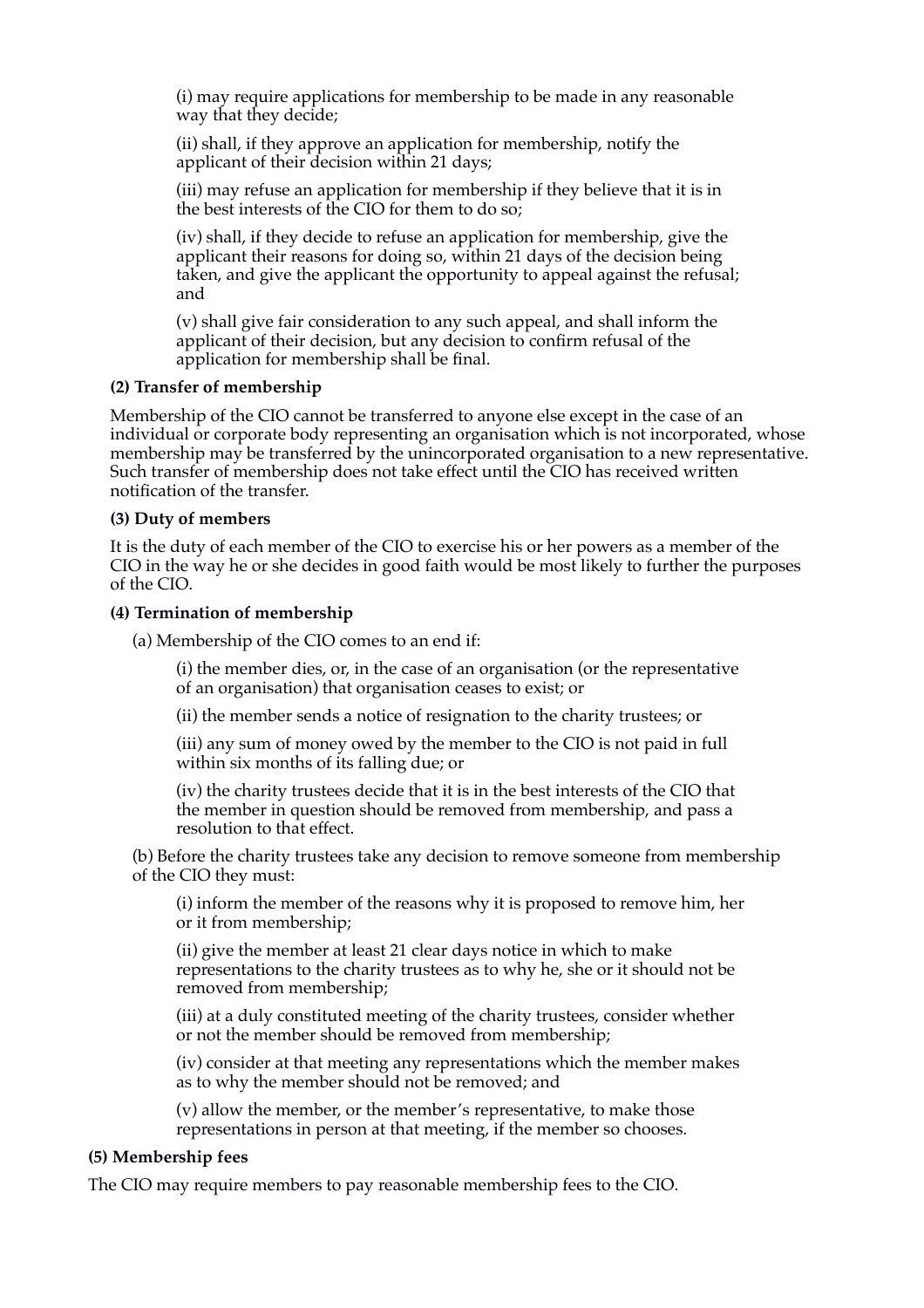(i) may require applications for membership to be made in any reasonable way that they decide;

(ii) shall, if they approve an application for membership, notify the applicant of their decision within 21 days;

(iii) may refuse an application for membership if they believe that it is in the best interests of the CIO for them to do so;

(iv) shall, if they decide to refuse an application for membership, give the applicant their reasons for doing so, within 21 days of the decision being taken, and give the applicant the opportunity to appeal against the refusal; and

(v) shall give fair consideration to any such appeal, and shall inform the applicant of their decision, but any decision to confirm refusal of the application for membership shall be final.

**(2) Transfer of membership**

Membership of the CIO cannot be transferred to anyone else except in the case of an individual or corporate body representing an organisation which is not incorporated, whose membership may be transferred by the unincorporated organisation to a new representative. Such transfer of membership does not take effect until the CIO has received written notification of the transfer.

**(3) Duty of members**

It is the duty of each member of the CIO to exercise his or her powers as a member of the CIO in the way he or she decides in good faith would be most likely to further the purposes of the CIO.

**(4) Termination of membership**

(a) Membership of the CIO comes to an end if:

(i) the member dies, or, in the case of an organisation (or the representative of an organisation) that organisation ceases to exist; or

(ii) the member sends a notice of resignation to the charity trustees; or

(iii) any sum of money owed by the member to the CIO is not paid in full within six months of its falling due; or

(iv) the charity trustees decide that it is in the best interests of the CIO that the member in question should be removed from membership, and pass a resolution to that effect.

(b) Before the charity trustees take any decision to remove someone from membership of the CIO they must:

(i) inform the member of the reasons why it is proposed to remove him, her or it from membership;

(ii) give the member at least 21 clear days notice in which to make representations to the charity trustees as to why he, she or it should not be removed from membership;

(iii) at a duly constituted meeting of the charity trustees, consider whether or not the member should be removed from membership;

(iv) consider at that meeting any representations which the member makes as to why the member should not be removed; and

(v) allow the member, or the member's representative, to make those representations in person at that meeting, if the member so chooses.

**(5) Membership fees**

The CIO may require members to pay reasonable membership fees to the CIO.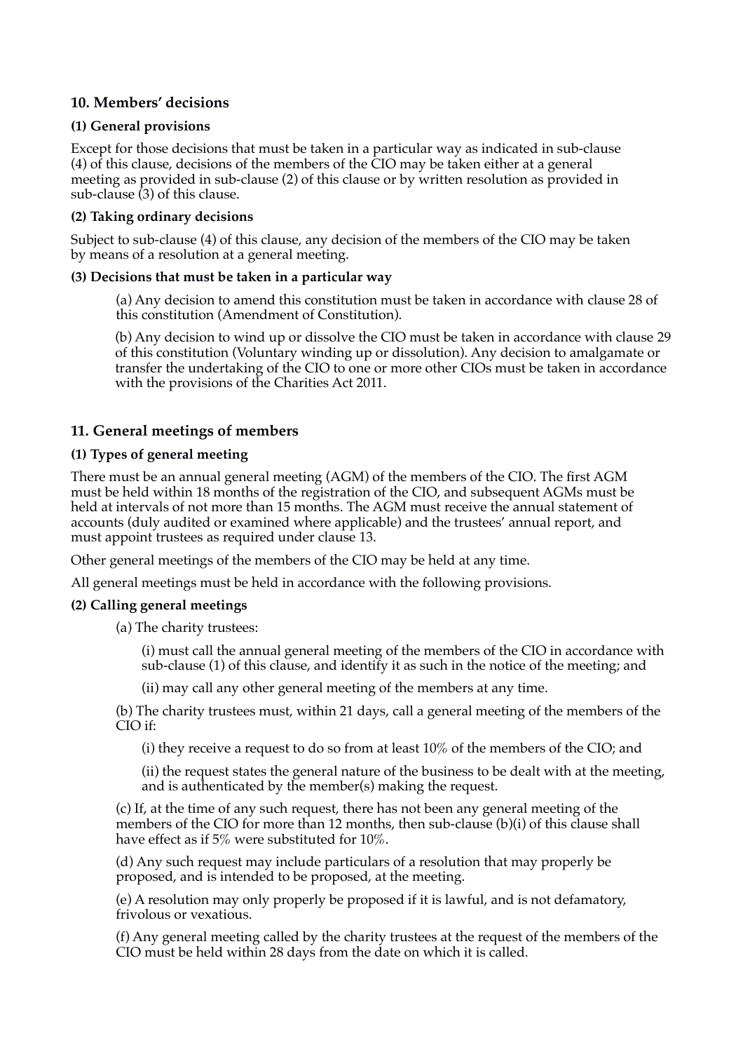## 10. Members' decisions

### (1) General provisions

Except for those decisions that must be taken in a particular way as indicated in sub-clause (4) of this clause, decisions of the members of the CIO may be taken either at a general meeting as provided in sub-clause (2) of this clause or by written resolution as provided in sub-clause (3) of this clause.

### (2) Taking ordinary decisions

Subject to sub-clause (4) of this clause, any decision of the members of the CIO may be taken by means of a resolution at a general meeting.

### (3) Decisions that must be taken in a particular way

(a) Any decision to amend this constitution must be taken in accordance with clause 28 of this constitution (Amendment of Constitution).

(b) Any decision to wind up or dissolve the CIO must be taken in accordance with clause 29 of this constitution (Voluntary winding up or dissolution). Any decision to amalgamate or transfer the undertaking of the CIO to one or more other CIOs must be taken in accordance with the provisions of the Charities Act 2011.

## 11. General meetings of members

### (1) Types of general meeting

There must be an annual general meeting (AGM) of the members of the CIO. The first AGM must be held within 18 months of the registration of the CIO, and subsequent AGMs must be held at intervals of not more than 15 months. The AGM must receive the annual statement of accounts (duly audited or examined where applicable) and the trustees' annual report, and must appoint trustees as required under clause 13.

Other general meetings of the members of the CIO may be held at any time.

All general meetings must be held in accordance with the following provisions.

### (2) Calling general meetings

(a) The charity trustees:

(i) must call the annual general meeting of the members of the CIO in accordance with sub-clause (1) of this clause, and identify it as such in the notice of the meeting; and

(ii) may call any other general meeting of the members at any time.

(b) The charity trustees must, within 21 days, call a general meeting of the members of the CIO if:

(i) they receive a request to do so from at least 10% of the members of the CIO; and

(ii) the request states the general nature of the business to be dealt with at the meeting, and is authenticated by the member(s) making the request.

(c) If, at the time of any such request, there has not been any general meeting of the members of the CIO for more than 12 months, then sub-clause (b)(i) of this clause shall have effect as if 5% were substituted for 10%.

(d) Any such request may include particulars of a resolution that may properly be proposed, and is intended to be proposed, at the meeting.

(e) A resolution may only properly be proposed if it is lawful, and is not defamatory, frivolous or vexatious.

(f) Any general meeting called by the charity trustees at the request of the members of the CIO must be held within 28 days from the date on which it is called.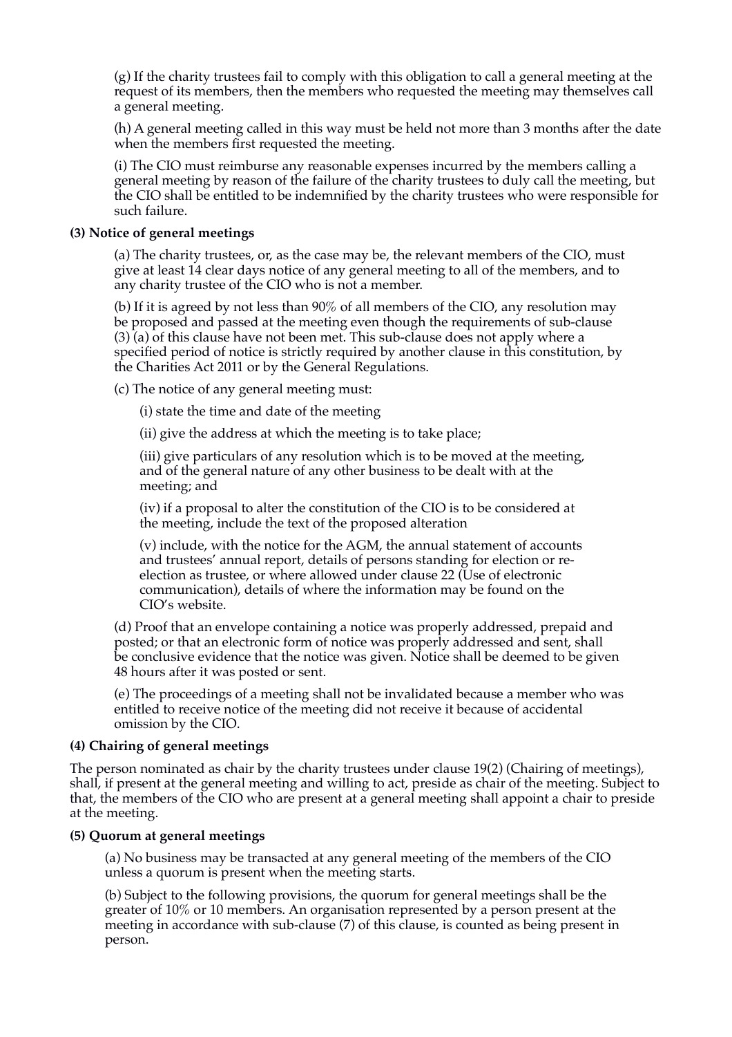(g) If the charity trustees fail to comply with this obligation to call a general meeting at the request of its members, then the members who requested the meeting may themselves call a general meeting.

(h) A general meeting called in this way must be held not more than 3 months after the date when the members first requested the meeting.

(i) The CIO must reimburse any reasonable expenses incurred by the members calling a general meeting by reason of the failure of the charity trustees to duly call the meeting, but the CIO shall be entitled to be indemnified by the charity trustees who were responsible for such failure.

**(3) Notice of general meetings**

(a) The charity trustees, or, as the case may be, the relevant members of the CIO, must give at least 14 clear days notice of any general meeting to all of the members, and to any charity trustee of the CIO who is not a member.

(b) If it is agreed by not less than 90% of all members of the CIO, any resolution may be proposed and passed at the meeting even though the requirements of sub-clause (3) (a) of this clause have not been met. This sub-clause does not apply where a specified period of notice is strictly required by another clause in this constitution, by the Charities Act 2011 or by the General Regulations.

(c) The notice of any general meeting must:

(i) state the time and date of the meeting

(ii) give the address at which the meeting is to take place;

(iii) give particulars of any resolution which is to be moved at the meeting, and of the general nature of any other business to be dealt with at the meeting; and

(iv) if a proposal to alter the constitution of the CIO is to be considered at the meeting, include the text of the proposed alteration

(v) include, with the notice for the AGM, the annual statement of accounts and trustees' annual report, details of persons standing for election or re-election as trustee, or where allowed under clause 22 (Use of electronic communication), details of where the information may be found on the CIO's website.

(d) Proof that an envelope containing a notice was properly addressed, prepaid and posted; or that an electronic form of notice was properly addressed and sent, shall be conclusive evidence that the notice was given. Notice shall be deemed to be given 48 hours after it was posted or sent.

(e) The proceedings of a meeting shall not be invalidated because a member who was entitled to receive notice of the meeting did not receive it because of accidental omission by the CIO.

**(4) Chairing of general meetings**

The person nominated as chair by the charity trustees under clause 19(2) (Chairing of meetings), shall, if present at the general meeting and willing to act, preside as chair of the meeting. Subject to that, the members of the CIO who are present at a general meeting shall appoint a chair to preside at the meeting.

**(5) Quorum at general meetings**

(a) No business may be transacted at any general meeting of the members of the CIO unless a quorum is present when the meeting starts.

(b) Subject to the following provisions, the quorum for general meetings shall be the greater of 10% or 10 members. An organisation represented by a person present at the meeting in accordance with sub-clause (7) of this clause, is counted as being present in person.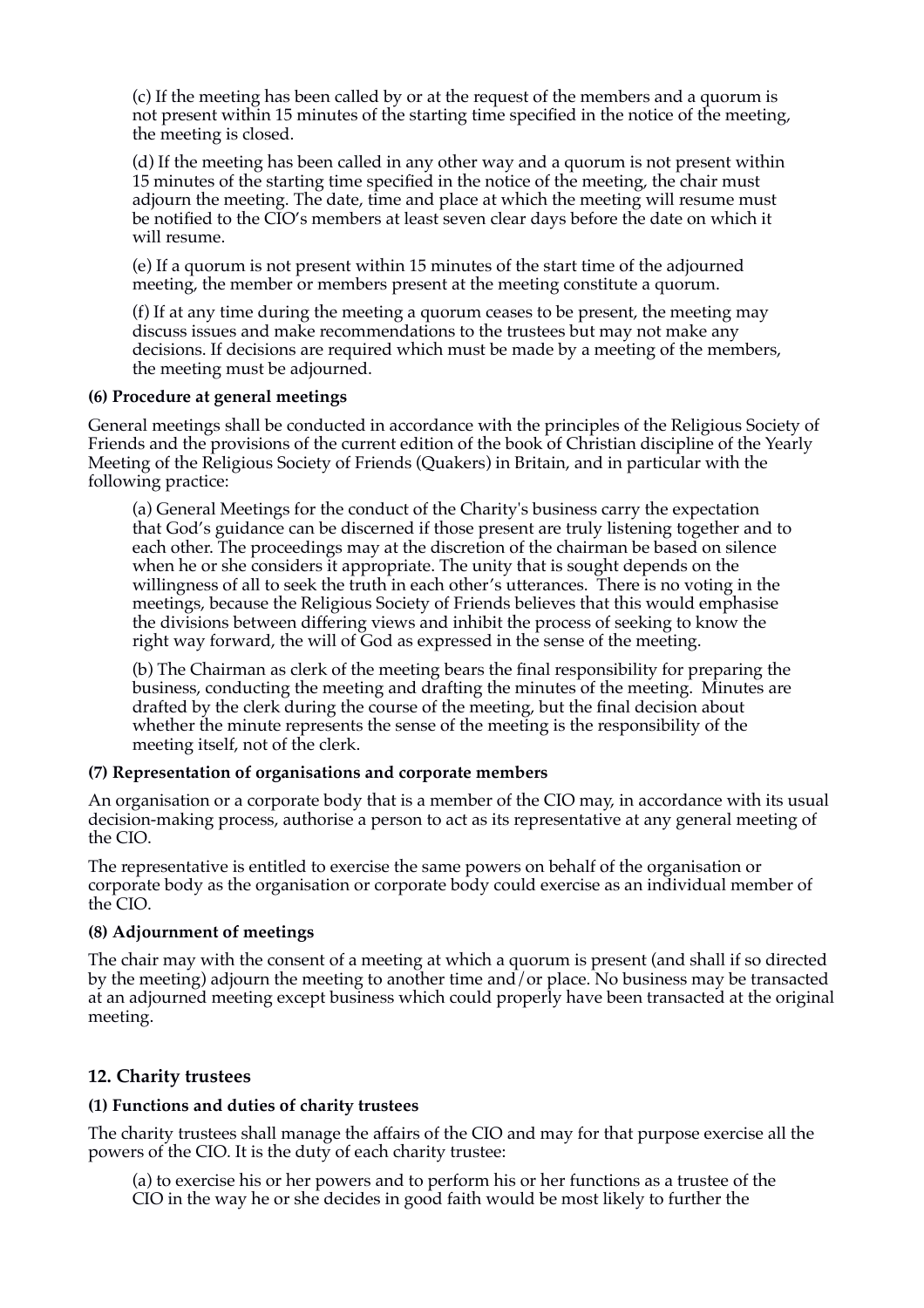(c) If the meeting has been called by or at the request of the members and a quorum is not present within 15 minutes of the starting time specified in the notice of the meeting, the meeting is closed.

(d) If the meeting has been called in any other way and a quorum is not present within 15 minutes of the starting time specified in the notice of the meeting, the chair must adjourn the meeting. The date, time and place at which the meeting will resume must be notified to the CIO's members at least seven clear days before the date on which it will resume.

(e) If a quorum is not present within 15 minutes of the start time of the adjourned meeting, the member or members present at the meeting constitute a quorum.

(f) If at any time during the meeting a quorum ceases to be present, the meeting may discuss issues and make recommendations to the trustees but may not make any decisions. If decisions are required which must be made by a meeting of the members, the meeting must be adjourned.

**(6) Procedure at general meetings**

General meetings shall be conducted in accordance with the principles of the Religious Society of Friends and the provisions of the current edition of the book of Christian discipline of the Yearly Meeting of the Religious Society of Friends (Quakers) in Britain, and in particular with the following practice:

(a) General Meetings for the conduct of the Charity's business carry the expectation that God's guidance can be discerned if those present are truly listening together and to each other. The proceedings may at the discretion of the chairman be based on silence when he or she considers it appropriate. The unity that is sought depends on the willingness of all to seek the truth in each other's utterances. There is no voting in the meetings, because the Religious Society of Friends believes that this would emphasise the divisions between differing views and inhibit the process of seeking to know the right way forward, the will of God as expressed in the sense of the meeting.

(b) The Chairman as clerk of the meeting bears the final responsibility for preparing the business, conducting the meeting and drafting the minutes of the meeting. Minutes are drafted by the clerk during the course of the meeting, but the final decision about whether the minute represents the sense of the meeting is the responsibility of the meeting itself, not of the clerk.

**(7) Representation of organisations and corporate members**

An organisation or a corporate body that is a member of the CIO may, in accordance with its usual decision-making process, authorise a person to act as its representative at any general meeting of the CIO.

The representative is entitled to exercise the same powers on behalf of the organisation or corporate body as the organisation or corporate body could exercise as an individual member of the CIO.

**(8) Adjournment of meetings**

The chair may with the consent of a meeting at which a quorum is present (and shall if so directed by the meeting) adjourn the meeting to another time and/or place. No business may be transacted at an adjourned meeting except business which could properly have been transacted at the original meeting.

## 12. Charity trustees

**(1) Functions and duties of charity trustees**

The charity trustees shall manage the affairs of the CIO and may for that purpose exercise all the powers of the CIO. It is the duty of each charity trustee:

(a) to exercise his or her powers and to perform his or her functions as a trustee of the CIO in the way he or she decides in good faith would be most likely to further the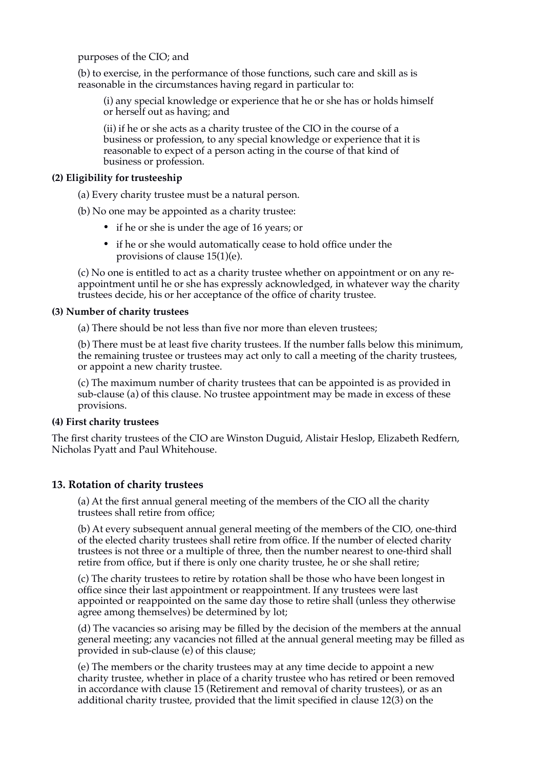purposes of the CIO; and

(b) to exercise, in the performance of those functions, such care and skill as is reasonable in the circumstances having regard in particular to:

(i) any special knowledge or experience that he or she has or holds himself or herself out as having; and

(ii) if he or she acts as a charity trustee of the CIO in the course of a business or profession, to any special knowledge or experience that it is reasonable to expect of a person acting in the course of that kind of business or profession.

**(2) Eligibility for trusteeship**

(a) Every charity trustee must be a natural person.

(b) No one may be appointed as a charity trustee:

- if he or she is under the age of 16 years; or
- if he or she would automatically cease to hold office under the provisions of clause 15(1)(e).

(c) No one is entitled to act as a charity trustee whether on appointment or on any re-appointment until he or she has expressly acknowledged, in whatever way the charity trustees decide, his or her acceptance of the office of charity trustee.

**(3) Number of charity trustees**

(a) There should be not less than five nor more than eleven trustees;

(b) There must be at least five charity trustees. If the number falls below this minimum, the remaining trustee or trustees may act only to call a meeting of the charity trustees, or appoint a new charity trustee.

(c) The maximum number of charity trustees that can be appointed is as provided in sub-clause (a) of this clause. No trustee appointment may be made in excess of these provisions.

**(4) First charity trustees**

The first charity trustees of the CIO are Winston Duguid, Alistair Heslop, Elizabeth Redfern, Nicholas Pyatt and Paul Whitehouse.

## 13. Rotation of charity trustees

(a) At the first annual general meeting of the members of the CIO all the charity trustees shall retire from office;

(b) At every subsequent annual general meeting of the members of the CIO, one-third of the elected charity trustees shall retire from office. If the number of elected charity trustees is not three or a multiple of three, then the number nearest to one-third shall retire from office, but if there is only one charity trustee, he or she shall retire;

(c) The charity trustees to retire by rotation shall be those who have been longest in office since their last appointment or reappointment. If any trustees were last appointed or reappointed on the same day those to retire shall (unless they otherwise agree among themselves) be determined by lot;

(d) The vacancies so arising may be filled by the decision of the members at the annual general meeting; any vacancies not filled at the annual general meeting may be filled as provided in sub-clause (e) of this clause;

(e) The members or the charity trustees may at any time decide to appoint a new charity trustee, whether in place of a charity trustee who has retired or been removed in accordance with clause 15 (Retirement and removal of charity trustees), or as an additional charity trustee, provided that the limit specified in clause 12(3) on the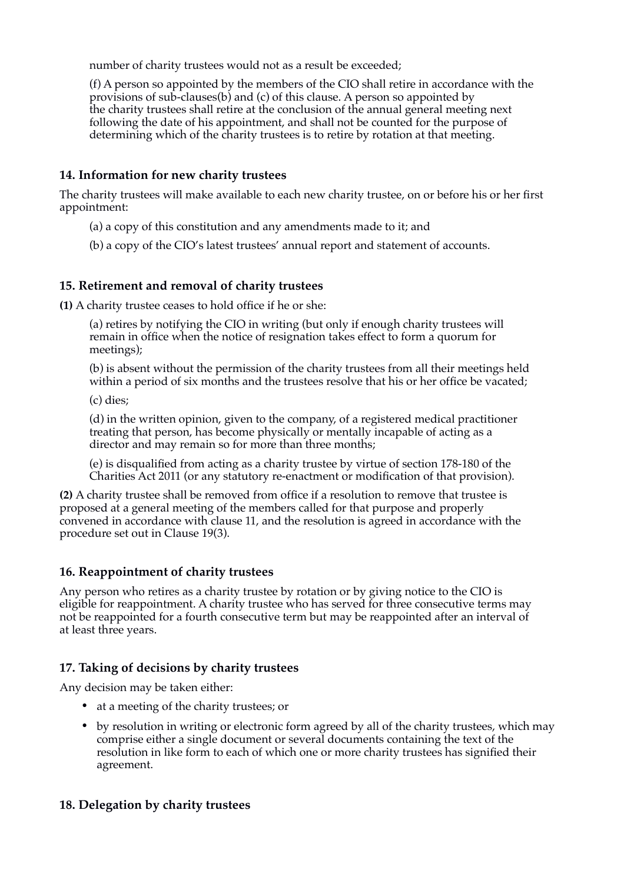number of charity trustees would not as a result be exceeded;

(f) A person so appointed by the members of the CIO shall retire in accordance with the provisions of sub-clauses(b) and (c) of this clause. A person so appointed by the charity trustees shall retire at the conclusion of the annual general meeting next following the date of his appointment, and shall not be counted for the purpose of determining which of the charity trustees is to retire by rotation at that meeting.

### 14. Information for new charity trustees

The charity trustees will make available to each new charity trustee, on or before his or her first appointment:

(a) a copy of this constitution and any amendments made to it; and

(b) a copy of the CIO's latest trustees' annual report and statement of accounts.

### 15. Retirement and removal of charity trustees

**(1)** A charity trustee ceases to hold office if he or she:

(a) retires by notifying the CIO in writing (but only if enough charity trustees will remain in office when the notice of resignation takes effect to form a quorum for meetings);

(b) is absent without the permission of the charity trustees from all their meetings held within a period of six months and the trustees resolve that his or her office be vacated;

(c) dies;

(d) in the written opinion, given to the company, of a registered medical practitioner treating that person, has become physically or mentally incapable of acting as a director and may remain so for more than three months;

(e) is disqualified from acting as a charity trustee by virtue of section 178-180 of the Charities Act 2011 (or any statutory re-enactment or modification of that provision).

**(2)** A charity trustee shall be removed from office if a resolution to remove that trustee is proposed at a general meeting of the members called for that purpose and properly convened in accordance with clause 11, and the resolution is agreed in accordance with the procedure set out in Clause 19(3).

### 16. Reappointment of charity trustees

Any person who retires as a charity trustee by rotation or by giving notice to the CIO is eligible for reappointment. A charity trustee who has served for three consecutive terms may not be reappointed for a fourth consecutive term but may be reappointed after an interval of at least three years.

### 17. Taking of decisions by charity trustees

Any decision may be taken either:

- at a meeting of the charity trustees; or
- by resolution in writing or electronic form agreed by all of the charity trustees, which may comprise either a single document or several documents containing the text of the resolution in like form to each of which one or more charity trustees has signified their agreement.

### 18. Delegation by charity trustees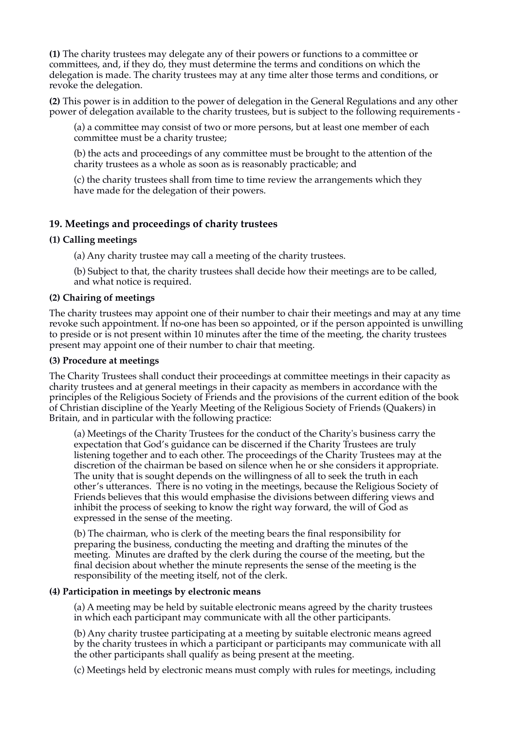**(1)** The charity trustees may delegate any of their powers or functions to a committee or committees, and, if they do, they must determine the terms and conditions on which the delegation is made. The charity trustees may at any time alter those terms and conditions, or revoke the delegation.

**(2)** This power is in addition to the power of delegation in the General Regulations and any other power of delegation available to the charity trustees, but is subject to the following requirements -

(a) a committee may consist of two or more persons, but at least one member of each committee must be a charity trustee;

(b) the acts and proceedings of any committee must be brought to the attention of the charity trustees as a whole as soon as is reasonably practicable; and

(c) the charity trustees shall from time to time review the arrangements which they have made for the delegation of their powers.

### 19. Meetings and proceedings of charity trustees

**(1) Calling meetings**

(a) Any charity trustee may call a meeting of the charity trustees.

(b) Subject to that, the charity trustees shall decide how their meetings are to be called, and what notice is required.

**(2) Chairing of meetings**

The charity trustees may appoint one of their number to chair their meetings and may at any time revoke such appointment. If no-one has been so appointed, or if the person appointed is unwilling to preside or is not present within 10 minutes after the time of the meeting, the charity trustees present may appoint one of their number to chair that meeting.

**(3) Procedure at meetings**

The Charity Trustees shall conduct their proceedings at committee meetings in their capacity as charity trustees and at general meetings in their capacity as members in accordance with the principles of the Religious Society of Friends and the provisions of the current edition of the book of Christian discipline of the Yearly Meeting of the Religious Society of Friends (Quakers) in Britain, and in particular with the following practice:

(a) Meetings of the Charity Trustees for the conduct of the Charity's business carry the expectation that God's guidance can be discerned if the Charity Trustees are truly listening together and to each other. The proceedings of the Charity Trustees may at the discretion of the chairman be based on silence when he or she considers it appropriate. The unity that is sought depends on the willingness of all to seek the truth in each other's utterances. There is no voting in the meetings, because the Religious Society of Friends believes that this would emphasise the divisions between differing views and inhibit the process of seeking to know the right way forward, the will of God as expressed in the sense of the meeting.

(b) The chairman, who is clerk of the meeting bears the final responsibility for preparing the business, conducting the meeting and drafting the minutes of the meeting. Minutes are drafted by the clerk during the course of the meeting, but the final decision about whether the minute represents the sense of the meeting is the responsibility of the meeting itself, not of the clerk.

**(4) Participation in meetings by electronic means**

(a) A meeting may be held by suitable electronic means agreed by the charity trustees in which each participant may communicate with all the other participants.

(b) Any charity trustee participating at a meeting by suitable electronic means agreed by the charity trustees in which a participant or participants may communicate with all the other participants shall qualify as being present at the meeting.

(c) Meetings held by electronic means must comply with rules for meetings, including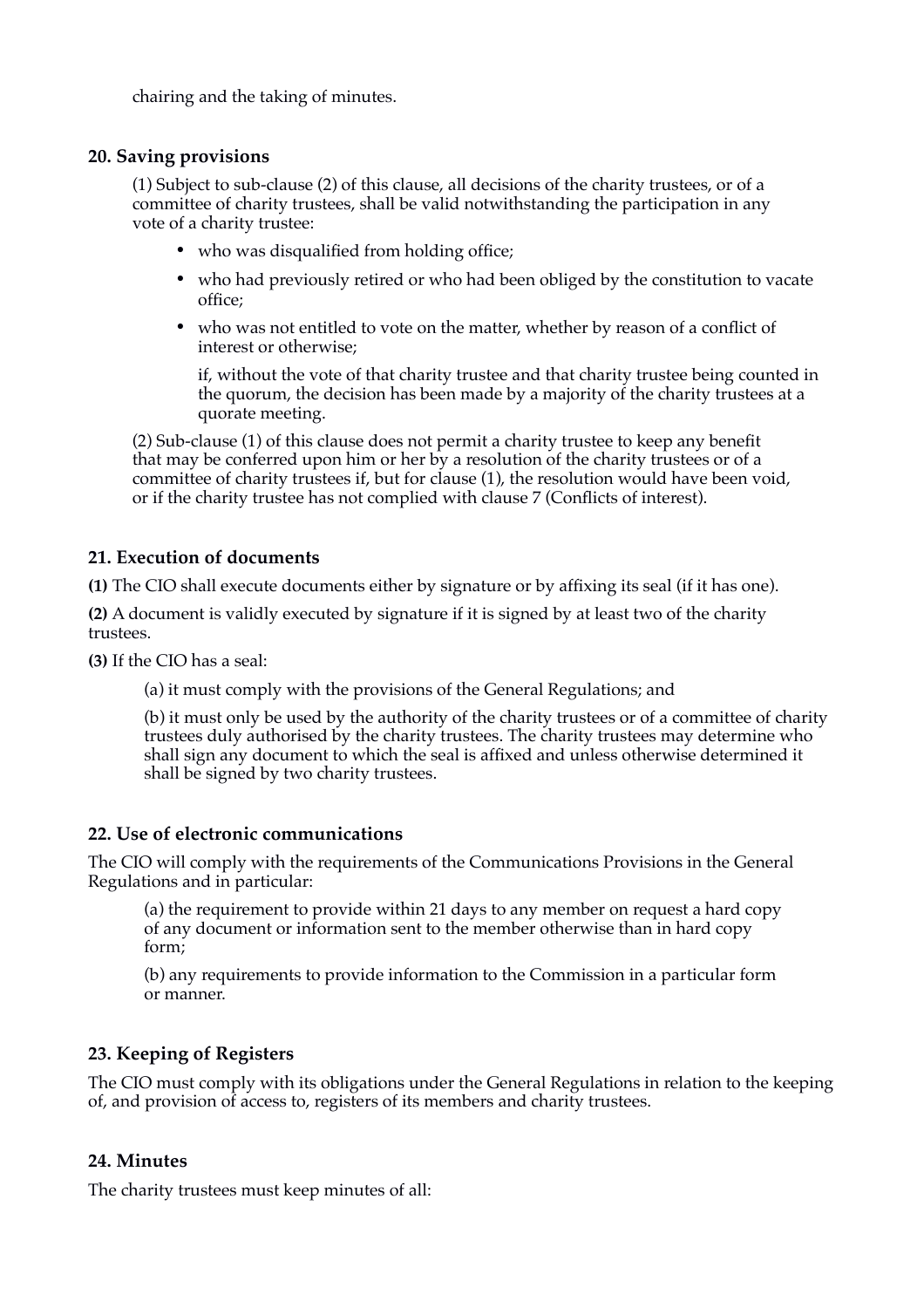chairing and the taking of minutes.

### 20. Saving provisions

(1) Subject to sub-clause (2) of this clause, all decisions of the charity trustees, or of a committee of charity trustees, shall be valid notwithstanding the participation in any vote of a charity trustee:

- who was disqualified from holding office;
- who had previously retired or who had been obliged by the constitution to vacate office;
- who was not entitled to vote on the matter, whether by reason of a conflict of interest or otherwise;

  if, without the vote of that charity trustee and that charity trustee being counted in the quorum, the decision has been made by a majority of the charity trustees at a quorate meeting.

(2) Sub-clause (1) of this clause does not permit a charity trustee to keep any benefit that may be conferred upon him or her by a resolution of the charity trustees or of a committee of charity trustees if, but for clause (1), the resolution would have been void, or if the charity trustee has not complied with clause 7 (Conflicts of interest).

### 21. Execution of documents

**(1)** The CIO shall execute documents either by signature or by affixing its seal (if it has one).

**(2)** A document is validly executed by signature if it is signed by at least two of the charity trustees.

**(3)** If the CIO has a seal:

(a) it must comply with the provisions of the General Regulations; and

(b) it must only be used by the authority of the charity trustees or of a committee of charity trustees duly authorised by the charity trustees. The charity trustees may determine who shall sign any document to which the seal is affixed and unless otherwise determined it shall be signed by two charity trustees.

### 22. Use of electronic communications

The CIO will comply with the requirements of the Communications Provisions in the General Regulations and in particular:

(a) the requirement to provide within 21 days to any member on request a hard copy of any document or information sent to the member otherwise than in hard copy form;

(b) any requirements to provide information to the Commission in a particular form or manner.

### 23. Keeping of Registers

The CIO must comply with its obligations under the General Regulations in relation to the keeping of, and provision of access to, registers of its members and charity trustees.

### 24. Minutes

The charity trustees must keep minutes of all: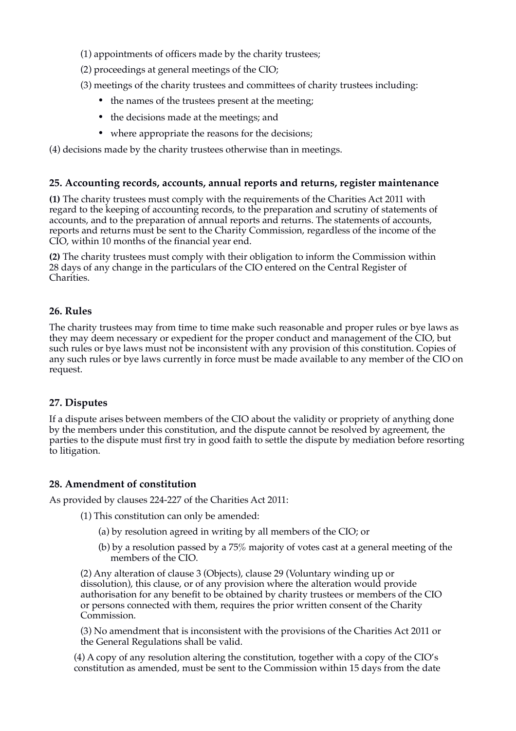(1) appointments of officers made by the charity trustees;

(2) proceedings at general meetings of the CIO;

(3) meetings of the charity trustees and committees of charity trustees including:

- the names of the trustees present at the meeting;
- the decisions made at the meetings; and
- where appropriate the reasons for the decisions;

(4) decisions made by the charity trustees otherwise than in meetings.

### 25. Accounting records, accounts, annual reports and returns, register maintenance

**(1)** The charity trustees must comply with the requirements of the Charities Act 2011 with regard to the keeping of accounting records, to the preparation and scrutiny of statements of accounts, and to the preparation of annual reports and returns. The statements of accounts, reports and returns must be sent to the Charity Commission, regardless of the income of the CIO, within 10 months of the financial year end.

**(2)** The charity trustees must comply with their obligation to inform the Commission within 28 days of any change in the particulars of the CIO entered on the Central Register of Charities.

### 26. Rules

The charity trustees may from time to time make such reasonable and proper rules or bye laws as they may deem necessary or expedient for the proper conduct and management of the CIO, but such rules or bye laws must not be inconsistent with any provision of this constitution. Copies of any such rules or bye laws currently in force must be made available to any member of the CIO on request.

### 27. Disputes

If a dispute arises between members of the CIO about the validity or propriety of anything done by the members under this constitution, and the dispute cannot be resolved by agreement, the parties to the dispute must first try in good faith to settle the dispute by mediation before resorting to litigation.

### 28. Amendment of constitution

As provided by clauses 224-227 of the Charities Act 2011:

(1) This constitution can only be amended:

(a) by resolution agreed in writing by all members of the CIO; or

(b) by a resolution passed by a 75% majority of votes cast at a general meeting of the members of the CIO.

(2) Any alteration of clause 3 (Objects), clause 29 (Voluntary winding up or dissolution), this clause, or of any provision where the alteration would provide authorisation for any benefit to be obtained by charity trustees or members of the CIO or persons connected with them, requires the prior written consent of the Charity Commission.

(3) No amendment that is inconsistent with the provisions of the Charities Act 2011 or the General Regulations shall be valid.

(4) A copy of any resolution altering the constitution, together with a copy of the CIO's constitution as amended, must be sent to the Commission within 15 days from the date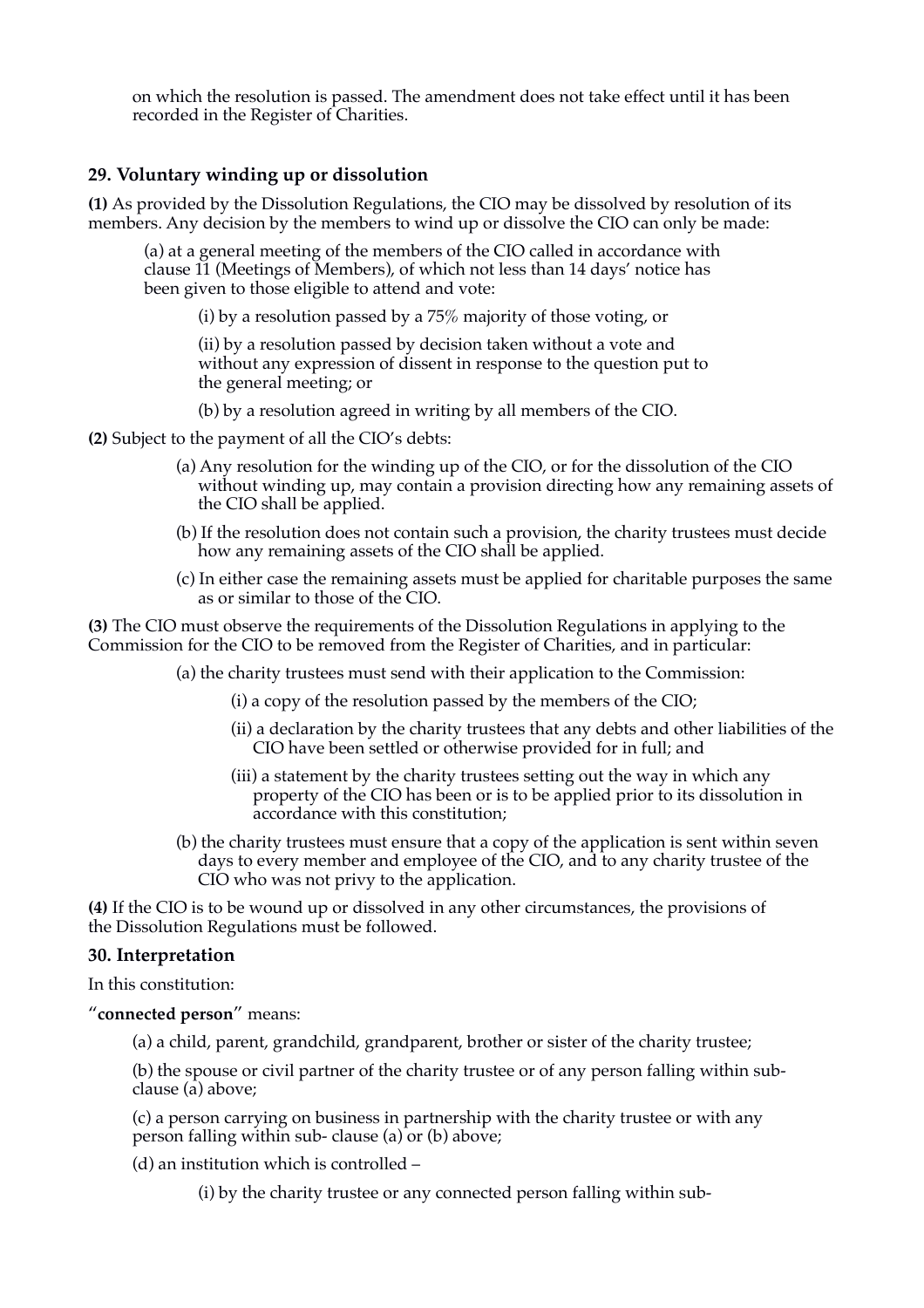on which the resolution is passed. The amendment does not take effect until it has been recorded in the Register of Charities.

## 29. Voluntary winding up or dissolution

**(1)** As provided by the Dissolution Regulations, the CIO may be dissolved by resolution of its members. Any decision by the members to wind up or dissolve the CIO can only be made:

(a) at a general meeting of the members of the CIO called in accordance with clause 11 (Meetings of Members), of which not less than 14 days' notice has been given to those eligible to attend and vote:

(i) by a resolution passed by a 75% majority of those voting, or

(ii) by a resolution passed by decision taken without a vote and without any expression of dissent in response to the question put to the general meeting; or

(b) by a resolution agreed in writing by all members of the CIO.

**(2)** Subject to the payment of all the CIO's debts:

(a) Any resolution for the winding up of the CIO, or for the dissolution of the CIO without winding up, may contain a provision directing how any remaining assets of the CIO shall be applied.

(b) If the resolution does not contain such a provision, the charity trustees must decide how any remaining assets of the CIO shall be applied.

(c) In either case the remaining assets must be applied for charitable purposes the same as or similar to those of the CIO.

**(3)** The CIO must observe the requirements of the Dissolution Regulations in applying to the Commission for the CIO to be removed from the Register of Charities, and in particular:

(a) the charity trustees must send with their application to the Commission:

(i) a copy of the resolution passed by the members of the CIO;

(ii) a declaration by the charity trustees that any debts and other liabilities of the CIO have been settled or otherwise provided for in full; and

(iii) a statement by the charity trustees setting out the way in which any property of the CIO has been or is to be applied prior to its dissolution in accordance with this constitution;

(b) the charity trustees must ensure that a copy of the application is sent within seven days to every member and employee of the CIO, and to any charity trustee of the CIO who was not privy to the application.

**(4)** If the CIO is to be wound up or dissolved in any other circumstances, the provisions of the Dissolution Regulations must be followed.

## 30. Interpretation

In this constitution:

"**connected person**" means:

(a) a child, parent, grandchild, grandparent, brother or sister of the charity trustee;

(b) the spouse or civil partner of the charity trustee or of any person falling within sub-clause (a) above;

(c) a person carrying on business in partnership with the charity trustee or with any person falling within sub- clause (a) or (b) above;

(d) an institution which is controlled –

(i) by the charity trustee or any connected person falling within sub-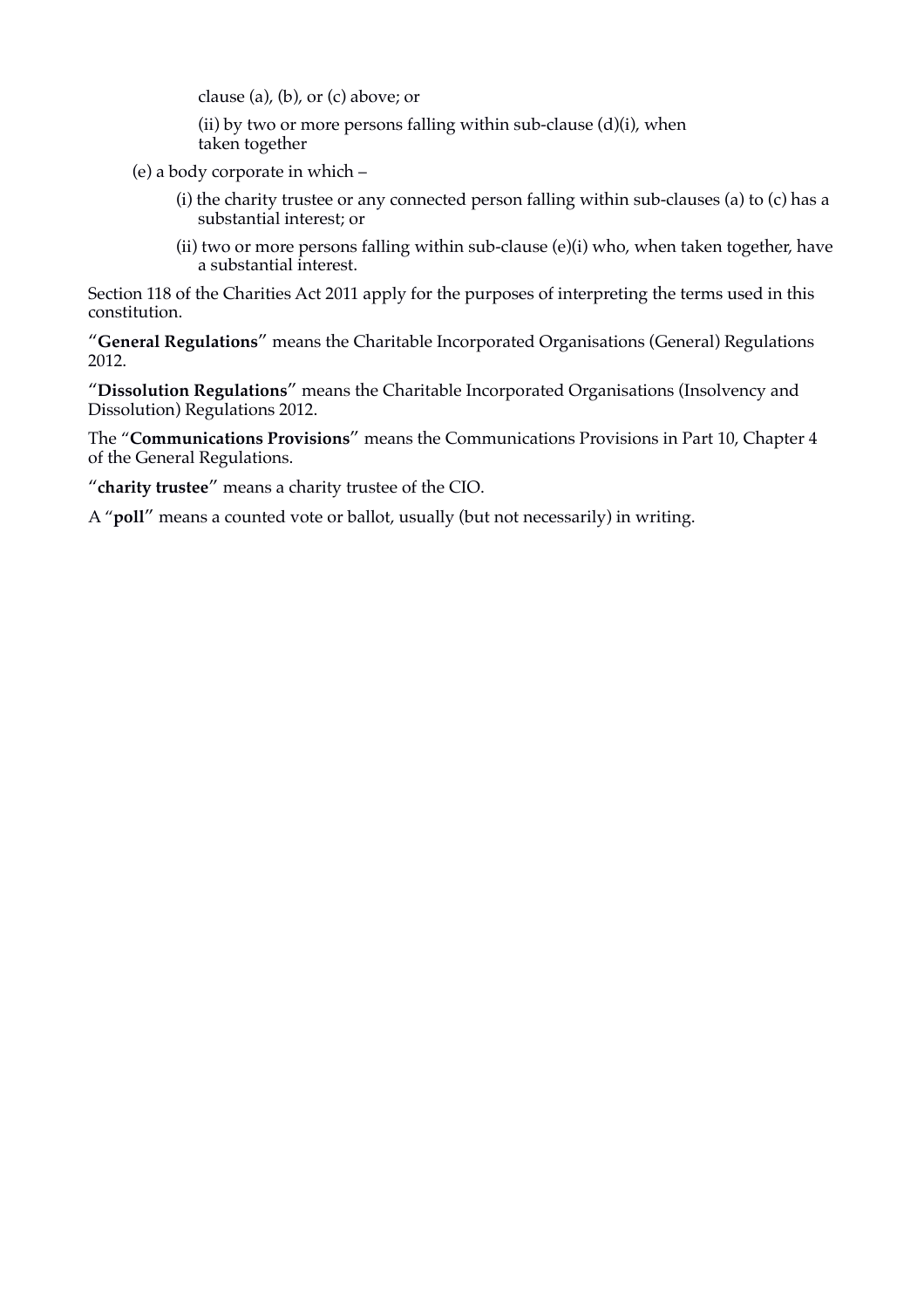clause (a), (b), or (c) above; or

(ii) by two or more persons falling within sub-clause (d)(i), when taken together

(e) a body corporate in which –

(i) the charity trustee or any connected person falling within sub-clauses (a) to (c) has a substantial interest; or

(ii) two or more persons falling within sub-clause (e)(i) who, when taken together, have a substantial interest.

Section 118 of the Charities Act 2011 apply for the purposes of interpreting the terms used in this constitution.

"**General Regulations**" means the Charitable Incorporated Organisations (General) Regulations 2012.

"**Dissolution Regulations**" means the Charitable Incorporated Organisations (Insolvency and Dissolution) Regulations 2012.

The "**Communications Provisions**" means the Communications Provisions in Part 10, Chapter 4 of the General Regulations.

"**charity trustee**" means a charity trustee of the CIO.

A "**poll**" means a counted vote or ballot, usually (but not necessarily) in writing.